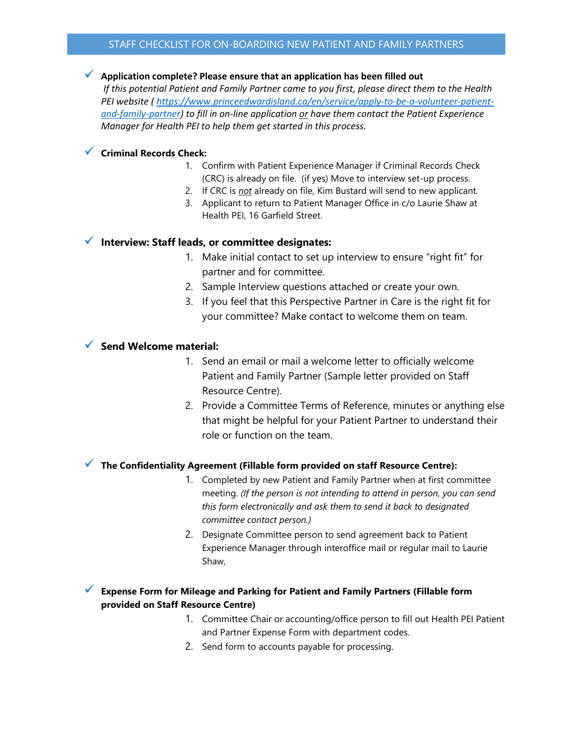# STAFF CHECKLIST FOR ON-BOARDING NEW PATIENT AND FAMILY PARTNERS

✓ **Application complete? Please ensure that an application has been filled out**
*If this potential Patient and Family Partner came to you first, please direct them to the Health PEI website ( [https://www.princeedwardisland.ca/en/service/apply-to-be-a-volunteer-patient-and-family-partner](https://www.princeedwardisland.ca/en/service/apply-to-be-a-volunteer-patient-and-family-partner)) to fill in on-line application or have them contact the Patient Experience Manager for Health PEI to help them get started in this process.*

✓ **Criminal Records Check:**

1. Confirm with Patient Experience Manager if Criminal Records Check (CRC) is already on file. (if yes) Move to interview set-up process.
2. If CRC is *not* already on file, Kim Bustard will send to new applicant.
3. Applicant to return to Patient Manager Office in c/o Laurie Shaw at Health PEI, 16 Garfield Street.

✓ **Interview: Staff leads, or committee designates:**

1. Make initial contact to set up interview to ensure "right fit" for partner and for committee.
2. Sample Interview questions attached or create your own.
3. If you feel that this Perspective Partner in Care is the right fit for your committee? Make contact to welcome them on team.

✓ **Send Welcome material:**

1. Send an email or mail a welcome letter to officially welcome Patient and Family Partner (Sample letter provided on Staff Resource Centre).
2. Provide a Committee Terms of Reference, minutes or anything else that might be helpful for your Patient Partner to understand their role or function on the team.

✓ **The Confidentiality Agreement (Fillable form provided on staff Resource Centre):**

1. Completed by new Patient and Family Partner when at first committee meeting. *(If the person is not intending to attend in person, you can send this form electronically and ask them to send it back to designated committee contact person.)*
2. Designate Committee person to send agreement back to Patient Experience Manager through interoffice mail or regular mail to Laurie Shaw,

✓ **Expense Form for Mileage and Parking for Patient and Family Partners (Fillable form provided on Staff Resource Centre)**

1. Committee Chair or accounting/office person to fill out Health PEI Patient and Partner Expense Form with department codes.
2. Send form to accounts payable for processing.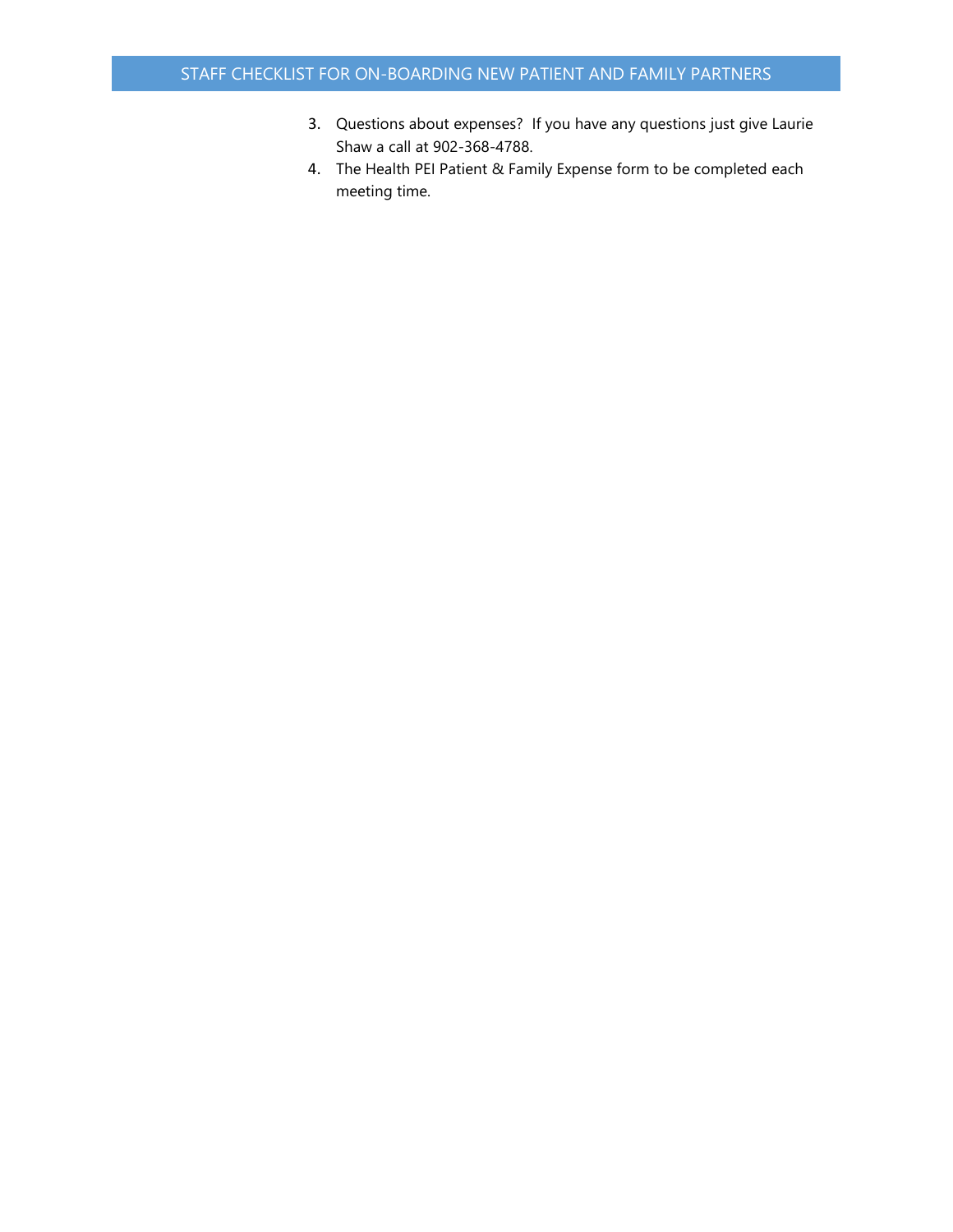3. Questions about expenses? If you have any questions just give Laurie Shaw a call at 902-368-4788.
4. The Health PEI Patient & Family Expense form to be completed each meeting time.